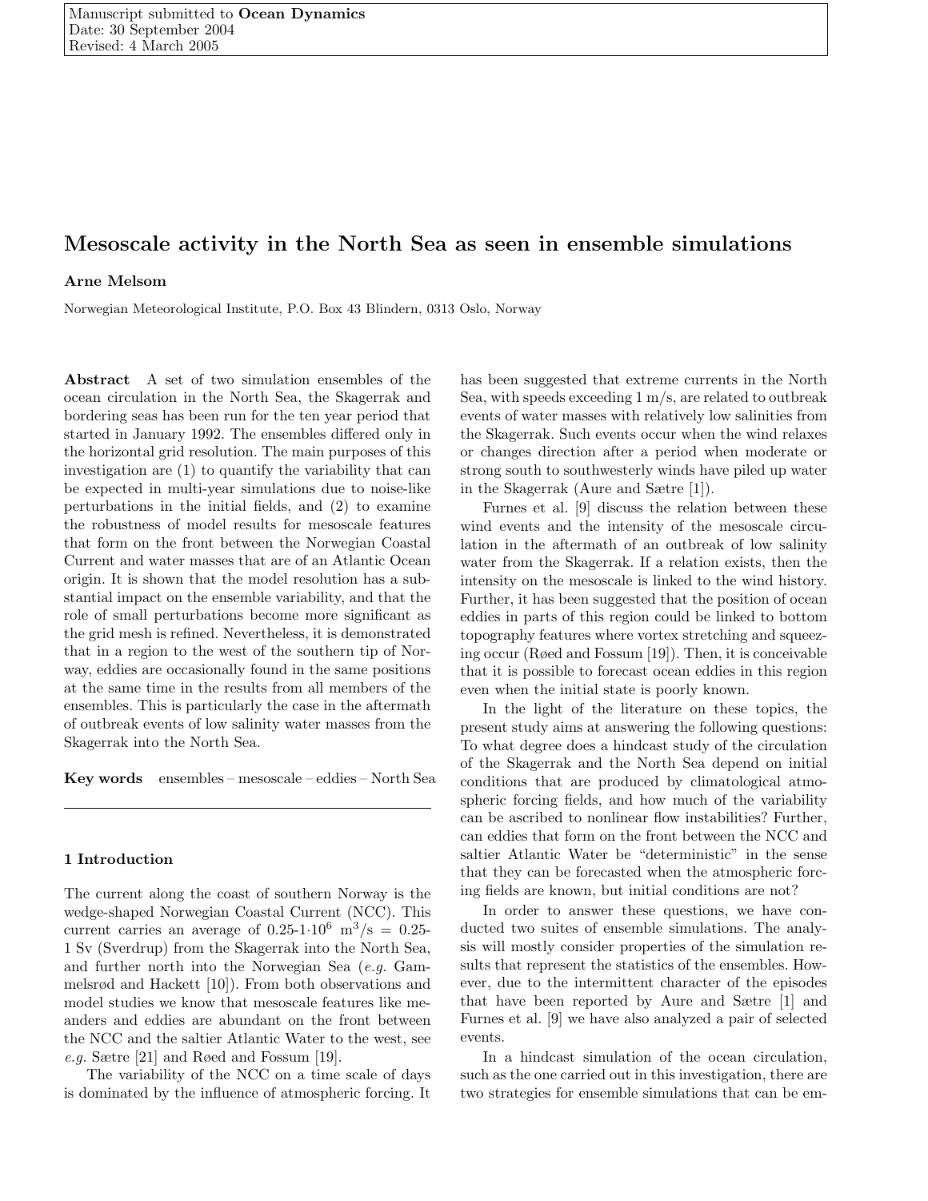Manuscript submitted to **Ocean Dynamics**
Date: 30 September 2004
Revised: 4 March 2005

# Mesoscale activity in the North Sea as seen in ensemble simulations

**Arne Melsom**

Norwegian Meteorological Institute, P.O. Box 43 Blindern, 0313 Oslo, Norway

**Abstract** A set of two simulation ensembles of the ocean circulation in the North Sea, the Skagerrak and bordering seas has been run for the ten year period that started in January 1992. The ensembles differed only in the horizontal grid resolution. The main purposes of this investigation are (1) to quantify the variability that can be expected in multi-year simulations due to noise-like perturbations in the initial fields, and (2) to examine the robustness of model results for mesoscale features that form on the front between the Norwegian Coastal Current and water masses that are of an Atlantic Ocean origin. It is shown that the model resolution has a substantial impact on the ensemble variability, and that the role of small perturbations become more significant as the grid mesh is refined. Nevertheless, it is demonstrated that in a region to the west of the southern tip of Norway, eddies are occasionally found in the same positions at the same time in the results from all members of the ensembles. This is particularly the case in the aftermath of outbreak events of low salinity water masses from the Skagerrak into the North Sea.

**Key words** ensembles – mesoscale – eddies – North Sea

## 1 Introduction

The current along the coast of southern Norway is the wedge-shaped Norwegian Coastal Current (NCC). This current carries an average of 0.25-1$\cdot 10^6$ $m^3/s$ = 0.25-1 Sv (Sverdrup) from the Skagerrak into the North Sea, and further north into the Norwegian Sea (*e.g.* Gammelsrød and Hackett [10]). From both observations and model studies we know that mesoscale features like meanders and eddies are abundant on the front between the NCC and the saltier Atlantic Water to the west, see *e.g.* Sætre [21] and Røed and Fossum [19].

The variability of the NCC on a time scale of days is dominated by the influence of atmospheric forcing. It has been suggested that extreme currents in the North Sea, with speeds exceeding 1 m/s, are related to outbreak events of water masses with relatively low salinities from the Skagerrak. Such events occur when the wind relaxes or changes direction after a period when moderate or strong south to southwesterly winds have piled up water in the Skagerrak (Aure and Sætre [1]).

Furnes et al. [9] discuss the relation between these wind events and the intensity of the mesoscale circulation in the aftermath of an outbreak of low salinity water from the Skagerrak. If a relation exists, then the intensity on the mesoscale is linked to the wind history. Further, it has been suggested that the position of ocean eddies in parts of this region could be linked to bottom topography features where vortex stretching and squeezing occur (Røed and Fossum [19]). Then, it is conceivable that it is possible to forecast ocean eddies in this region even when the initial state is poorly known.

In the light of the literature on these topics, the present study aims at answering the following questions: To what degree does a hindcast study of the circulation of the Skagerrak and the North Sea depend on initial conditions that are produced by climatological atmospheric forcing fields, and how much of the variability can be ascribed to nonlinear flow instabilities? Further, can eddies that form on the front between the NCC and saltier Atlantic Water be "deterministic" in the sense that they can be forecasted when the atmospheric forcing fields are known, but initial conditions are not?

In order to answer these questions, we have conducted two suites of ensemble simulations. The analysis will mostly consider properties of the simulation results that represent the statistics of the ensembles. However, due to the intermittent character of the episodes that have been reported by Aure and Sætre [1] and Furnes et al. [9] we have also analyzed a pair of selected events.

In a hindcast simulation of the ocean circulation, such as the one carried out in this investigation, there are two strategies for ensemble simulations that can be em-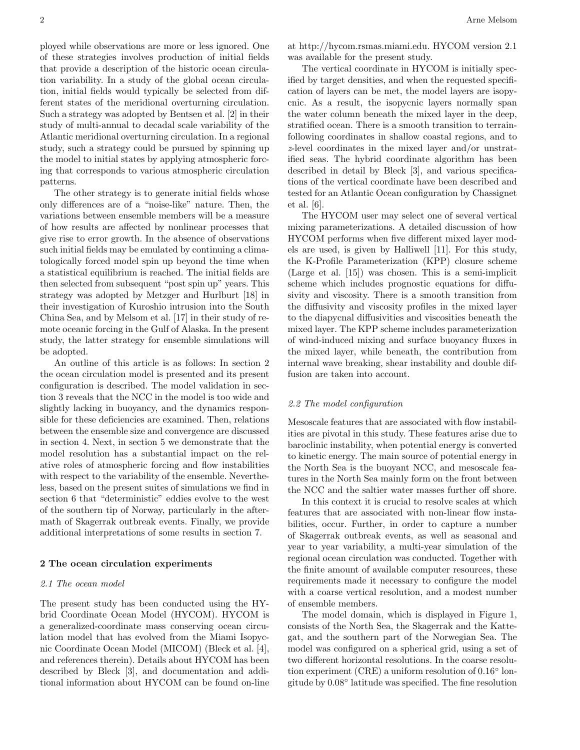ployed while observations are more or less ignored. One of these strategies involves production of initial fields that provide a description of the historic ocean circulation variability. In a study of the global ocean circulation, initial fields would typically be selected from different states of the meridional overturning circulation. Such a strategy was adopted by Bentsen et al. [2] in their study of multi-annual to decadal scale variability of the Atlantic meridional overturning circulation. In a regional study, such a strategy could be pursued by spinning up the model to initial states by applying atmospheric forcing that corresponds to various atmospheric circulation patterns.

The other strategy is to generate initial fields whose only differences are of a "noise-like" nature. Then, the variations between ensemble members will be a measure of how results are affected by nonlinear processes that give rise to error growth. In the absence of observations such initial fields may be emulated by continuing a climatologically forced model spin up beyond the time when a statistical equilibrium is reached. The initial fields are then selected from subsequent "post spin up" years. This strategy was adopted by Metzger and Hurlburt [18] in their investigation of Kuroshio intrusion into the South China Sea, and by Melsom et al. [17] in their study of remote oceanic forcing in the Gulf of Alaska. In the present study, the latter strategy for ensemble simulations will be adopted.

An outline of this article is as follows: In section 2 the ocean circulation model is presented and its present configuration is described. The model validation in section 3 reveals that the NCC in the model is too wide and slightly lacking in buoyancy, and the dynamics responsible for these deficiencies are examined. Then, relations between the ensemble size and convergence are discussed in section 4. Next, in section 5 we demonstrate that the model resolution has a substantial impact on the relative roles of atmospheric forcing and flow instabilities with respect to the variability of the ensemble. Nevertheless, based on the present suites of simulations we find in section 6 that "deterministic" eddies evolve to the west of the southern tip of Norway, particularly in the aftermath of Skagerrak outbreak events. Finally, we provide additional interpretations of some results in section 7.

## 2 The ocean circulation experiments

### 2.1 The ocean model

The present study has been conducted using the HYbrid Coordinate Ocean Model (HYCOM). HYCOM is a generalized-coordinate mass conserving ocean circulation model that has evolved from the Miami Isopycnic Coordinate Ocean Model (MICOM) (Bleck et al. [4], and references therein). Details about HYCOM has been described by Bleck [3], and documentation and additional information about HYCOM can be found on-line at http://hycom.rsmas.miami.edu. HYCOM version 2.1 was available for the present study.

The vertical coordinate in HYCOM is initially specified by target densities, and when the requested specification of layers can be met, the model layers are isopycnic. As a result, the isopycnic layers normally span the water column beneath the mixed layer in the deep, stratified ocean. There is a smooth transition to terrain-following coordinates in shallow coastal regions, and to $z$-level coordinates in the mixed layer and/or unstratified seas. The hybrid coordinate algorithm has been described in detail by Bleck [3], and various specifications of the vertical coordinate have been described and tested for an Atlantic Ocean configuration by Chassignet et al. [6].

The HYCOM user may select one of several vertical mixing parameterizations. A detailed discussion of how HYCOM performs when five different mixed layer models are used, is given by Halliwell [11]. For this study, the K-Profile Parameterization (KPP) closure scheme (Large et al. [15]) was chosen. This is a semi-implicit scheme which includes prognostic equations for diffusivity and viscosity. There is a smooth transition from the diffusivity and viscosity profiles in the mixed layer to the diapycnal diffusivities and viscosities beneath the mixed layer. The KPP scheme includes parameterization of wind-induced mixing and surface buoyancy fluxes in the mixed layer, while beneath, the contribution from internal wave breaking, shear instability and double diffusion are taken into account.

### 2.2 The model configuration

Mesoscale features that are associated with flow instabilities are pivotal in this study. These features arise due to baroclinic instability, when potential energy is converted to kinetic energy. The main source of potential energy in the North Sea is the buoyant NCC, and mesoscale features in the North Sea mainly form on the front between the NCC and the saltier water masses further off shore.

In this context it is crucial to resolve scales at which features that are associated with non-linear flow instabilities, occur. Further, in order to capture a number of Skagerrak outbreak events, as well as seasonal and year to year variability, a multi-year simulation of the regional ocean circulation was conducted. Together with the finite amount of available computer resources, these requirements made it necessary to configure the model with a coarse vertical resolution, and a modest number of ensemble members.

The model domain, which is displayed in Figure 1, consists of the North Sea, the Skagerrak and the Kattegat, and the southern part of the Norwegian Sea. The model was configured on a spherical grid, using a set of two different horizontal resolutions. In the coarse resolution experiment (CRE) a uniform resolution of $0.16°$ longitude by $0.08°$ latitude was specified. The fine resolution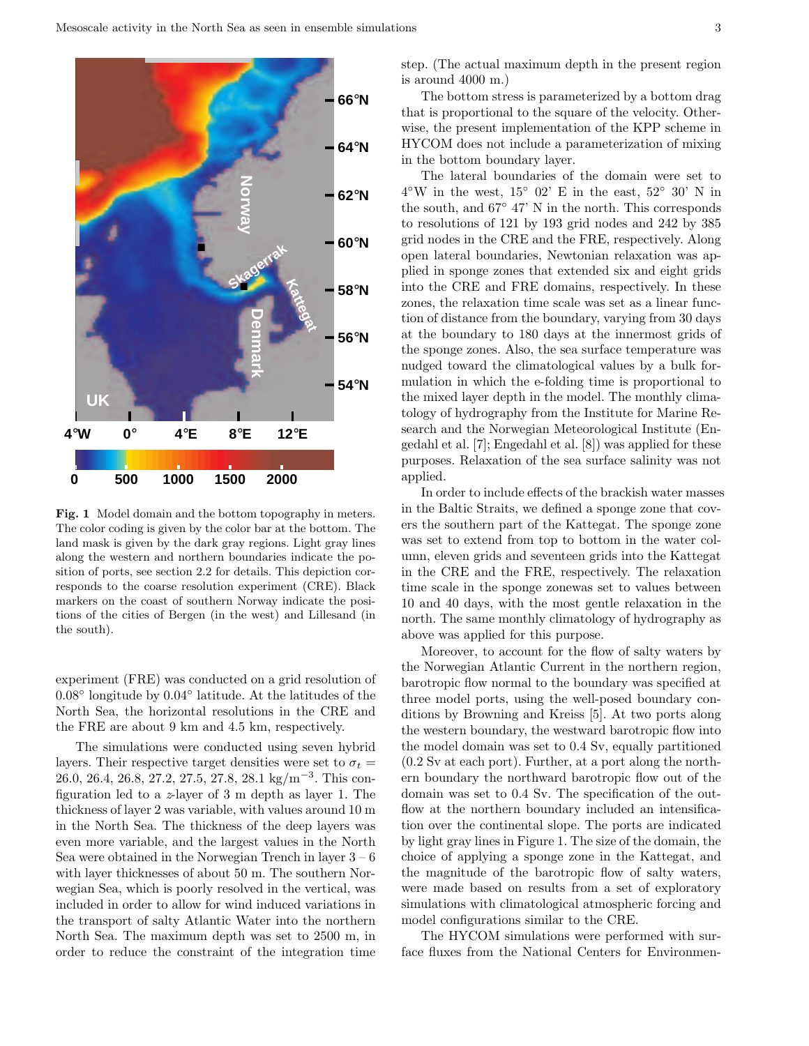**Fig. 1** Model domain and the bottom topography in meters. The color coding is given by the color bar at the bottom. The land mask is given by the dark gray regions. Light gray lines along the western and northern boundaries indicate the position of ports, see section 2.2 for details. This depiction corresponds to the coarse resolution experiment (CRE). Black markers on the coast of southern Norway indicate the positions of the cities of Bergen (in the west) and Lillesand (in the south).

experiment (FRE) was conducted on a grid resolution of 0.08° longitude by 0.04° latitude. At the latitudes of the North Sea, the horizontal resolutions in the CRE and the FRE are about 9 km and 4.5 km, respectively.

The simulations were conducted using seven hybrid layers. Their respective target densities were set to $\sigma_t =$ 26.0, 26.4, 26.8, 27.2, 27.5, 27.8, 28.1 kg/m$^{-3}$. This configuration led to a $z$-layer of 3 m depth as layer 1. The thickness of layer 2 was variable, with values around 10 m in the North Sea. The thickness of the deep layers was even more variable, and the largest values in the North Sea were obtained in the Norwegian Trench in layer 3 – 6 with layer thicknesses of about 50 m. The southern Norwegian Sea, which is poorly resolved in the vertical, was included in order to allow for wind induced variations in the transport of salty Atlantic Water into the northern North Sea. The maximum depth was set to 2500 m, in order to reduce the constraint of the integration time step. (The actual maximum depth in the present region is around 4000 m.)

The bottom stress is parameterized by a bottom drag that is proportional to the square of the velocity. Otherwise, the present implementation of the KPP scheme in HYCOM does not include a parameterization of mixing in the bottom boundary layer.

The lateral boundaries of the domain were set to 4°W in the west, 15° 02' E in the east, 52° 30' N in the south, and 67° 47' N in the north. This corresponds to resolutions of 121 by 193 grid nodes and 242 by 385 grid nodes in the CRE and the FRE, respectively. Along open lateral boundaries, Newtonian relaxation was applied in sponge zones that extended six and eight grids into the CRE and FRE domains, respectively. In these zones, the relaxation time scale was set as a linear function of distance from the boundary, varying from 30 days at the boundary to 180 days at the innermost grids of the sponge zones. Also, the sea surface temperature was nudged toward the climatological values by a bulk formulation in which the e-folding time is proportional to the mixed layer depth in the model. The monthly climatology of hydrography from the Institute for Marine Research and the Norwegian Meteorological Institute (Engedahl et al. [7]; Engedahl et al. [8]) was applied for these purposes. Relaxation of the sea surface salinity was not applied.

In order to include effects of the brackish water masses in the Baltic Straits, we defined a sponge zone that covers the southern part of the Kattegat. The sponge zone was set to extend from top to bottom in the water column, eleven grids and seventeen grids into the Kattegat in the CRE and the FRE, respectively. The relaxation time scale in the sponge zonewas set to values between 10 and 40 days, with the most gentle relaxation in the north. The same monthly climatology of hydrography as above was applied for this purpose.

Moreover, to account for the flow of salty waters by the Norwegian Atlantic Current in the northern region, barotropic flow normal to the boundary was specified at three model ports, using the well-posed boundary conditions by Browning and Kreiss [5]. At two ports along the western boundary, the westward barotropic flow into the model domain was set to 0.4 Sv, equally partitioned (0.2 Sv at each port). Further, at a port along the northern boundary the northward barotropic flow out of the domain was set to 0.4 Sv. The specification of the outflow at the northern boundary included an intensification over the continental slope. The ports are indicated by light gray lines in Figure 1. The size of the domain, the choice of applying a sponge zone in the Kattegat, and the magnitude of the barotropic flow of salty waters, were made based on results from a set of exploratory simulations with climatological atmospheric forcing and model configurations similar to the CRE.

The HYCOM simulations were performed with surface fluxes from the National Centers for Environmen-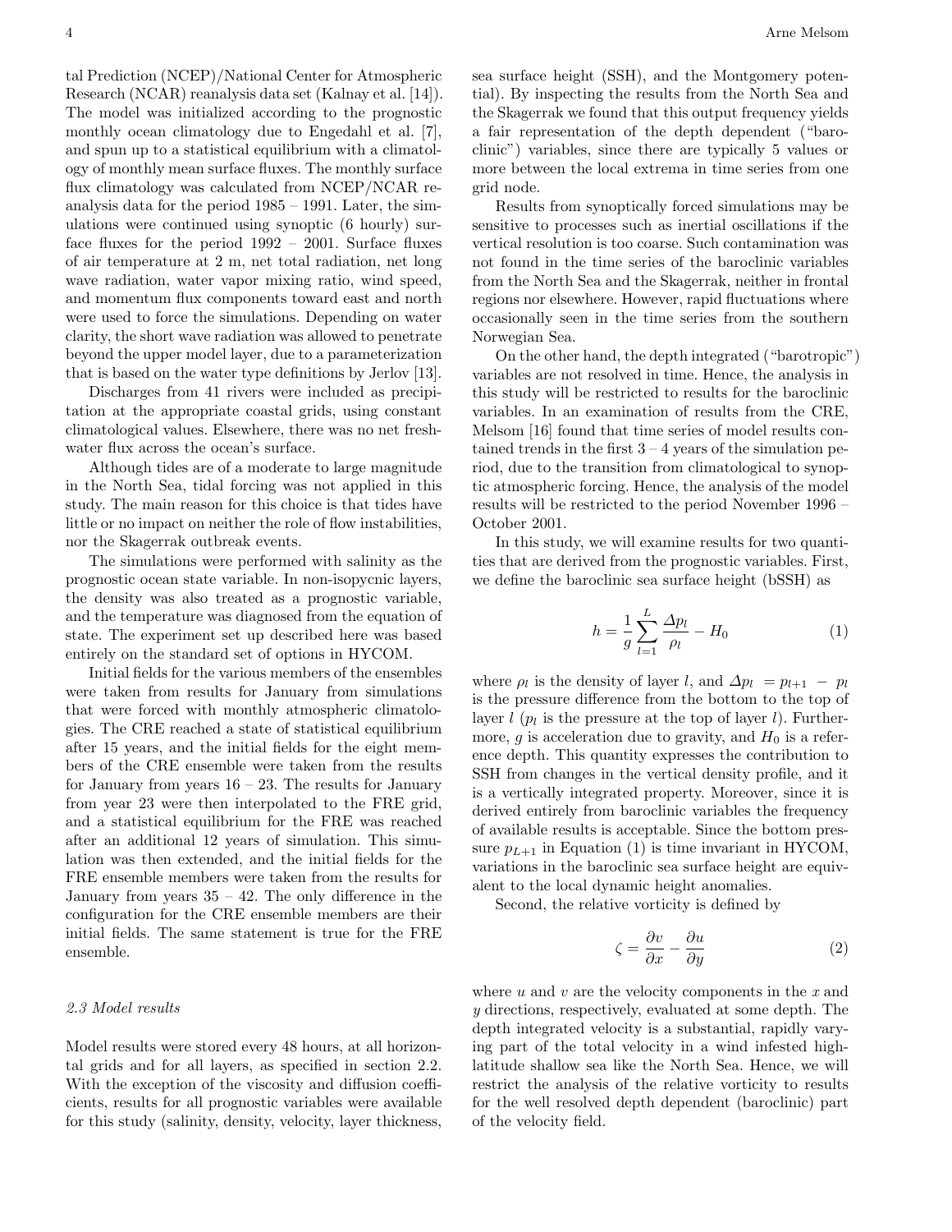tal Prediction (NCEP)/National Center for Atmospheric Research (NCAR) reanalysis data set (Kalnay et al. [14]). The model was initialized according to the prognostic monthly ocean climatology due to Engedahl et al. [7], and spun up to a statistical equilibrium with a climatology of monthly mean surface fluxes. The monthly surface flux climatology was calculated from NCEP/NCAR reanalysis data for the period 1985 – 1991. Later, the simulations were continued using synoptic (6 hourly) surface fluxes for the period 1992 – 2001. Surface fluxes of air temperature at 2 m, net total radiation, net long wave radiation, water vapor mixing ratio, wind speed, and momentum flux components toward east and north were used to force the simulations. Depending on water clarity, the short wave radiation was allowed to penetrate beyond the upper model layer, due to a parameterization that is based on the water type definitions by Jerlov [13].

Discharges from 41 rivers were included as precipitation at the appropriate coastal grids, using constant climatological values. Elsewhere, there was no net freshwater flux across the ocean's surface.

Although tides are of a moderate to large magnitude in the North Sea, tidal forcing was not applied in this study. The main reason for this choice is that tides have little or no impact on neither the role of flow instabilities, nor the Skagerrak outbreak events.

The simulations were performed with salinity as the prognostic ocean state variable. In non-isopycnic layers, the density was also treated as a prognostic variable, and the temperature was diagnosed from the equation of state. The experiment set up described here was based entirely on the standard set of options in HYCOM.

Initial fields for the various members of the ensembles were taken from results for January from simulations that were forced with monthly atmospheric climatologies. The CRE reached a state of statistical equilibrium after 15 years, and the initial fields for the eight members of the CRE ensemble were taken from the results for January from years 16 – 23. The results for January from year 23 were then interpolated to the FRE grid, and a statistical equilibrium for the FRE was reached after an additional 12 years of simulation. This simulation was then extended, and the initial fields for the FRE ensemble members were taken from the results for January from years 35 – 42. The only difference in the configuration for the CRE ensemble members are their initial fields. The same statement is true for the FRE ensemble.

### *2.3 Model results*

Model results were stored every 48 hours, at all horizontal grids and for all layers, as specified in section 2.2. With the exception of the viscosity and diffusion coefficients, results for all prognostic variables were available for this study (salinity, density, velocity, layer thickness, sea surface height (SSH), and the Montgomery potential). By inspecting the results from the North Sea and the Skagerrak we found that this output frequency yields a fair representation of the depth dependent ("baroclinic") variables, since there are typically 5 values or more between the local extrema in time series from one grid node.

Results from synoptically forced simulations may be sensitive to processes such as inertial oscillations if the vertical resolution is too coarse. Such contamination was not found in the time series of the baroclinic variables from the North Sea and the Skagerrak, neither in frontal regions nor elsewhere. However, rapid fluctuations where occasionally seen in the time series from the southern Norwegian Sea.

On the other hand, the depth integrated ("barotropic") variables are not resolved in time. Hence, the analysis in this study will be restricted to results for the baroclinic variables. In an examination of results from the CRE, Melsom [16] found that time series of model results contained trends in the first 3 – 4 years of the simulation period, due to the transition from climatological to synoptic atmospheric forcing. Hence, the analysis of the model results will be restricted to the period November 1996 – October 2001.

In this study, we will examine results for two quantities that are derived from the prognostic variables. First, we define the baroclinic sea surface height (bSSH) as

$$h = \frac{1}{g} \sum_{l=1}^{L} \frac{\Delta p_l}{\rho_l} - H_0 \tag{1}$$

where $\rho_l$ is the density of layer $l$, and $\Delta p_l = p_{l+1} - p_l$ is the pressure difference from the bottom to the top of layer $l$ ($p_l$ is the pressure at the top of layer $l$). Furthermore, $g$ is acceleration due to gravity, and $H_0$ is a reference depth. This quantity expresses the contribution to SSH from changes in the vertical density profile, and it is a vertically integrated property. Moreover, since it is derived entirely from baroclinic variables the frequency of available results is acceptable. Since the bottom pressure $p_{L+1}$ in Equation (1) is time invariant in HYCOM, variations in the baroclinic sea surface height are equivalent to the local dynamic height anomalies.

Second, the relative vorticity is defined by

$$\zeta = \frac{\partial v}{\partial x} - \frac{\partial u}{\partial y} \tag{2}$$

where $u$ and $v$ are the velocity components in the $x$ and $y$ directions, respectively, evaluated at some depth. The depth integrated velocity is a substantial, rapidly varying part of the total velocity in a wind infested high-latitude shallow sea like the North Sea. Hence, we will restrict the analysis of the relative vorticity to results for the well resolved depth dependent (baroclinic) part of the velocity field.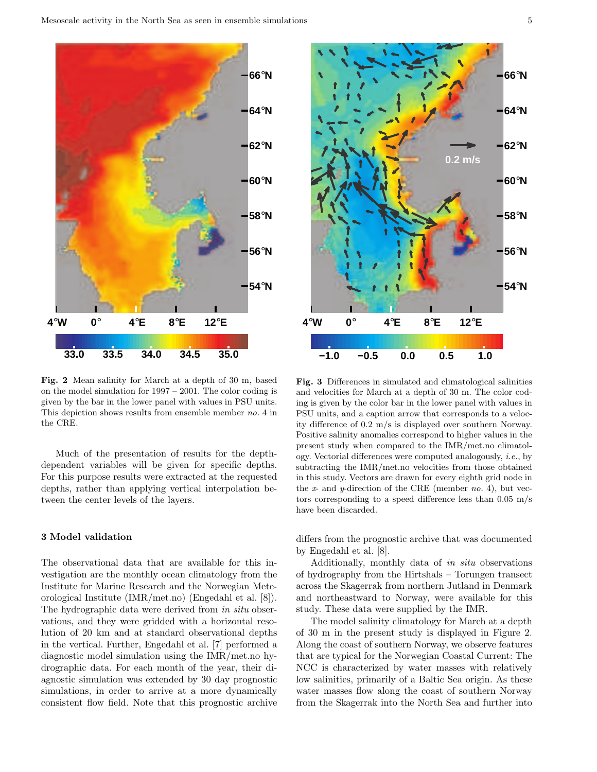**Fig. 2** Mean salinity for March at a depth of 30 m, based on the model simulation for 1997 – 2001. The color coding is given by the bar in the lower panel with values in PSU units. This depiction shows results from ensemble member *no.* 4 in the CRE.

**Fig. 3** Differences in simulated and climatological salinities and velocities for March at a depth of 30 m. The color coding is given by the color bar in the lower panel with values in PSU units, and a caption arrow that corresponds to a velocity difference of 0.2 m/s is displayed over southern Norway. Positive salinity anomalies correspond to higher values in the present study when compared to the IMR/met.no climatology. Vectorial differences were computed analogously, *i.e.*, by subtracting the IMR/met.no velocities from those obtained in this study. Vectors are drawn for every eighth grid node in the $x$- and $y$-direction of the CRE (member *no.* 4), but vectors corresponding to a speed difference less than 0.05 m/s have been discarded.

Much of the presentation of results for the depth-dependent variables will be given for specific depths. For this purpose results were extracted at the requested depths, rather than applying vertical interpolation between the center levels of the layers.

## 3 Model validation

The observational data that are available for this investigation are the monthly ocean climatology from the Institute for Marine Research and the Norwegian Meteorological Institute (IMR/met.no) (Engedahl et al. [8]). The hydrographic data were derived from *in situ* observations, and they were gridded with a horizontal resolution of 20 km and at standard observational depths in the vertical. Further, Engedahl et al. [7] performed a diagnostic model simulation using the IMR/met.no hydrographic data. For each month of the year, their diagnostic simulation was extended by 30 day prognostic simulations, in order to arrive at a more dynamically consistent flow field. Note that this prognostic archive differs from the prognostic archive that was documented by Engedahl et al. [8].

Additionally, monthly data of *in situ* observations of hydrography from the Hirtshals – Torungen transect across the Skagerrak from northern Jutland in Denmark and northeastward to Norway, were available for this study. These data were supplied by the IMR.

The model salinity climatology for March at a depth of 30 m in the present study is displayed in Figure 2. Along the coast of southern Norway, we observe features that are typical for the Norwegian Coastal Current: The NCC is characterized by water masses with relatively low salinities, primarily of a Baltic Sea origin. As these water masses flow along the coast of southern Norway from the Skagerrak into the North Sea and further into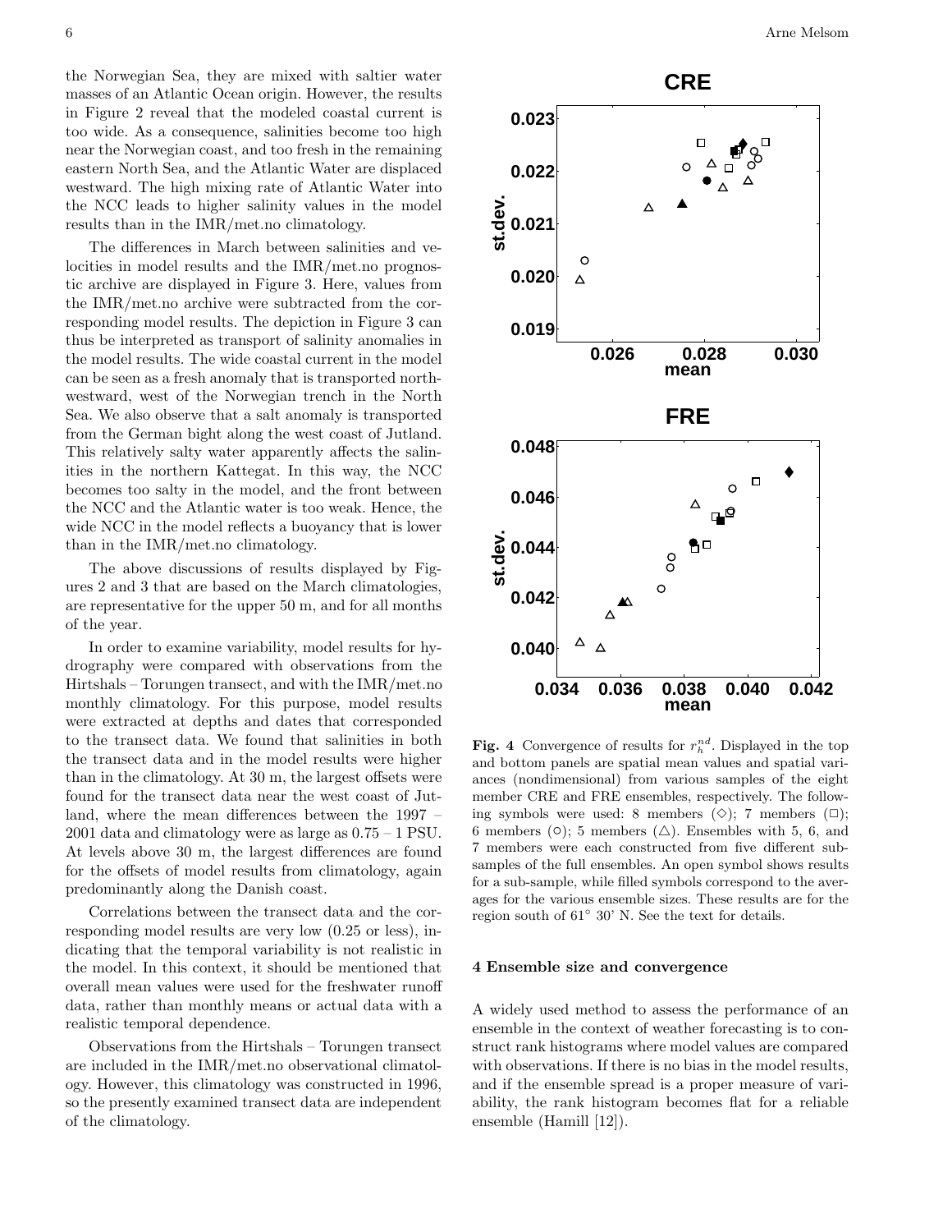the Norwegian Sea, they are mixed with saltier water masses of an Atlantic Ocean origin. However, the results in Figure 2 reveal that the modeled coastal current is too wide. As a consequence, salinities become too high near the Norwegian coast, and too fresh in the remaining eastern North Sea, and the Atlantic Water are displaced westward. The high mixing rate of Atlantic Water into the NCC leads to higher salinity values in the model results than in the IMR/met.no climatology.

The differences in March between salinities and velocities in model results and the IMR/met.no prognostic archive are displayed in Figure 3. Here, values from the IMR/met.no archive were subtracted from the corresponding model results. The depiction in Figure 3 can thus be interpreted as transport of salinity anomalies in the model results. The wide coastal current in the model can be seen as a fresh anomaly that is transported northwestward, west of the Norwegian trench in the North Sea. We also observe that a salt anomaly is transported from the German bight along the west coast of Jutland. This relatively salty water apparently affects the salinities in the northern Kattegat. In this way, the NCC becomes too salty in the model, and the front between the NCC and the Atlantic water is too weak. Hence, the wide NCC in the model reflects a buoyancy that is lower than in the IMR/met.no climatology.

The above discussions of results displayed by Figures 2 and 3 that are based on the March climatologies, are representative for the upper 50 m, and for all months of the year.

In order to examine variability, model results for hydrography were compared with observations from the Hirtshals – Torungen transect, and with the IMR/met.no monthly climatology. For this purpose, model results were extracted at depths and dates that corresponded to the transect data. We found that salinities in both the transect data and in the model results were higher than in the climatology. At 30 m, the largest offsets were found for the transect data near the west coast of Jutland, where the mean differences between the 1997 – 2001 data and climatology were as large as 0.75 – 1 PSU. At levels above 30 m, the largest differences are found for the offsets of model results from climatology, again predominantly along the Danish coast.

Correlations between the transect data and the corresponding model results are very low (0.25 or less), indicating that the temporal variability is not realistic in the model. In this context, it should be mentioned that overall mean values were used for the freshwater runoff data, rather than monthly means or actual data with a realistic temporal dependence.

Observations from the Hirtshals – Torungen transect are included in the IMR/met.no observational climatology. However, this climatology was constructed in 1996, so the presently examined transect data are independent of the climatology.

**Fig. 4** Convergence of results for $r_h^{nd}$. Displayed in the top and bottom panels are spatial mean values and spatial variances (nondimensional) from various samples of the eight member CRE and FRE ensembles, respectively. The following symbols were used: 8 members (◇); 7 members (□); 6 members (○); 5 members (△). Ensembles with 5, 6, and 7 members were each constructed from five different subsamples of the full ensembles. An open symbol shows results for a sub-sample, while filled symbols correspond to the averages for the various ensemble sizes. These results are for the region south of 61° 30' N. See the text for details.

## 4 Ensemble size and convergence

A widely used method to assess the performance of an ensemble in the context of weather forecasting is to construct rank histograms where model values are compared with observations. If there is no bias in the model results, and if the ensemble spread is a proper measure of variability, the rank histogram becomes flat for a reliable ensemble (Hamill [12]).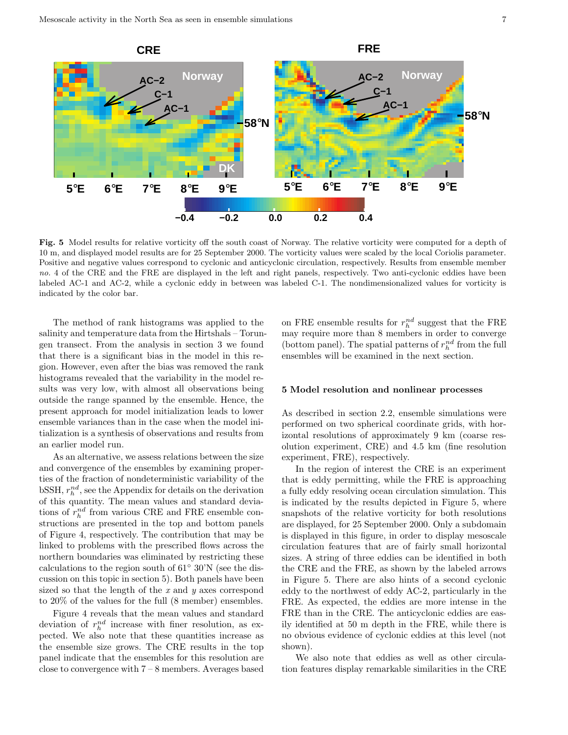**Fig. 5** Model results for relative vorticity off the south coast of Norway. The relative vorticity were computed for a depth of 10 m, and displayed model results are for 25 September 2000. The vorticity values were scaled by the local Coriolis parameter. Positive and negative values correspond to cyclonic and anticyclonic circulation, respectively. Results from ensemble member *no.* 4 of the CRE and the FRE are displayed in the left and right panels, respectively. Two anti-cyclonic eddies have been labeled AC-1 and AC-2, while a cyclonic eddy in between was labeled C-1. The nondimensionalized values for vorticity is indicated by the color bar.

The method of rank histograms was applied to the salinity and temperature data from the Hirtshals – Torungen transect. From the analysis in section 3 we found that there is a significant bias in the model in this region. However, even after the bias was removed the rank histograms revealed that the variability in the model results was very low, with almost all observations being outside the range spanned by the ensemble. Hence, the present approach for model initialization leads to lower ensemble variances than in the case when the model initialization is a synthesis of observations and results from an earlier model run.

As an alternative, we assess relations between the size and convergence of the ensembles by examining properties of the fraction of nondeterministic variability of the bSSH, $r_h^{nd}$, see the Appendix for details on the derivation of this quantity. The mean values and standard deviations of $r_h^{nd}$ from various CRE and FRE ensemble constructions are presented in the top and bottom panels of Figure 4, respectively. The contribution that may be linked to problems with the prescribed flows across the northern boundaries was eliminated by restricting these calculations to the region south of 61° 30'N (see the discussion on this topic in section 5). Both panels have been sized so that the length of the $x$ and $y$ axes correspond to 20% of the values for the full (8 member) ensembles.

Figure 4 reveals that the mean values and standard deviation of $r_h^{nd}$ increase with finer resolution, as expected. We also note that these quantities increase as the ensemble size grows. The CRE results in the top panel indicate that the ensembles for this resolution are close to convergence with 7 – 8 members. Averages based on FRE ensemble results for $r_h^{nd}$ suggest that the FRE may require more than 8 members in order to converge (bottom panel). The spatial patterns of $r_h^{nd}$ from the full ensembles will be examined in the next section.

## 5 Model resolution and nonlinear processes

As described in section 2.2, ensemble simulations were performed on two spherical coordinate grids, with horizontal resolutions of approximately 9 km (coarse resolution experiment, CRE) and 4.5 km (fine resolution experiment, FRE), respectively.

In the region of interest the CRE is an experiment that is eddy permitting, while the FRE is approaching a fully eddy resolving ocean circulation simulation. This is indicated by the results depicted in Figure 5, where snapshots of the relative vorticity for both resolutions are displayed, for 25 September 2000. Only a subdomain is displayed in this figure, in order to display mesoscale circulation features that are of fairly small horizontal sizes. A string of three eddies can be identified in both the CRE and the FRE, as shown by the labeled arrows in Figure 5. There are also hints of a second cyclonic eddy to the northwest of eddy AC-2, particularly in the FRE. As expected, the eddies are more intense in the FRE than in the CRE. The anticyclonic eddies are easily identified at 50 m depth in the FRE, while there is no obvious evidence of cyclonic eddies at this level (not shown).

We also note that eddies as well as other circulation features display remarkable similarities in the CRE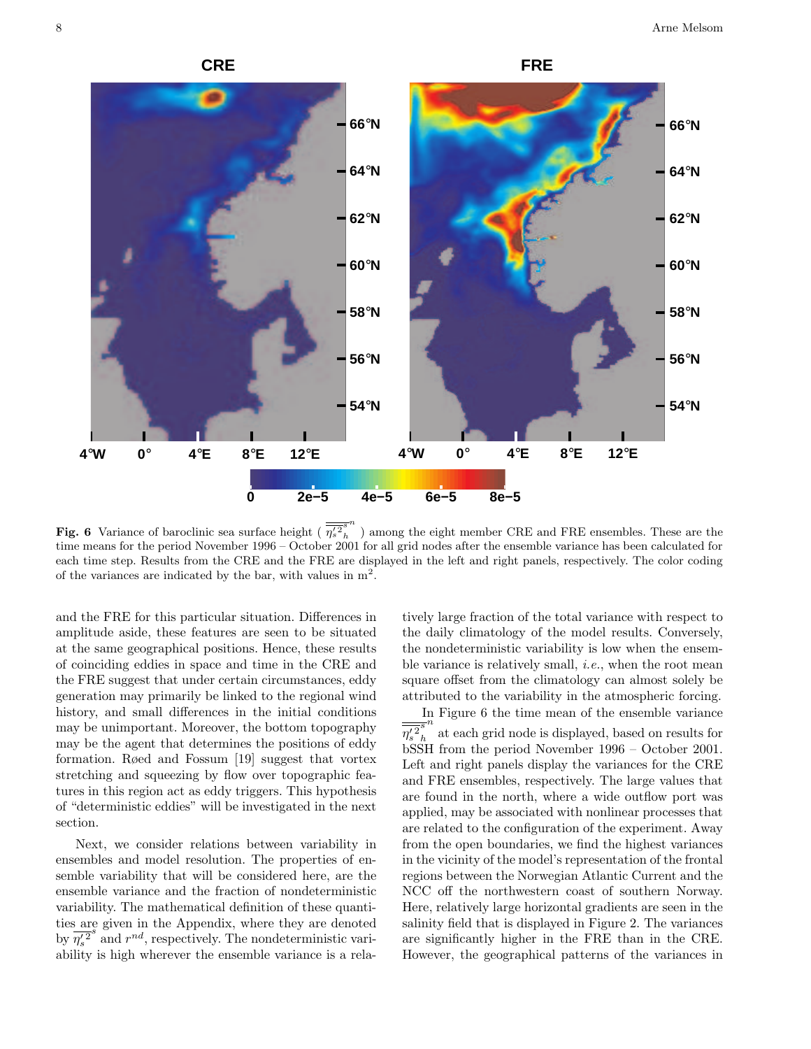Fig. 6 Variance of baroclinic sea surface height ( $\overline{\overline{\eta_s'^2}^s_h}^n$ ) among the eight member CRE and FRE ensembles. These are the time means for the period November 1996 – October 2001 for all grid nodes after the ensemble variance has been calculated for each time step. Results from the CRE and the FRE are displayed in the left and right panels, respectively. The color coding of the variances are indicated by the bar, with values in m$^2$.

and the FRE for this particular situation. Differences in amplitude aside, these features are seen to be situated at the same geographical positions. Hence, these results of coinciding eddies in space and time in the CRE and the FRE suggest that under certain circumstances, eddy generation may primarily be linked to the regional wind history, and small differences in the initial conditions may be unimportant. Moreover, the bottom topography may be the agent that determines the positions of eddy formation. Røed and Fossum [19] suggest that vortex stretching and squeezing by flow over topographic features in this region act as eddy triggers. This hypothesis of "deterministic eddies" will be investigated in the next section.

Next, we consider relations between variability in ensembles and model resolution. The properties of ensemble variability that will be considered here, are the ensemble variance and the fraction of nondeterministic variability. The mathematical definition of these quantities are given in the Appendix, where they are denoted by $\overline{\eta_s'^2}^s$ and $r^{nd}$, respectively. The nondeterministic variability is high wherever the ensemble variance is a relatively large fraction of the total variance with respect to the daily climatology of the model results. Conversely, the nondeterministic variability is low when the ensemble variance is relatively small, *i.e.*, when the root mean square offset from the climatology can almost solely be attributed to the variability in the atmospheric forcing.

In Figure 6 the time mean of the ensemble variance $\overline{\overline{\eta_s'^2}^s_h}^n$ at each grid node is displayed, based on results for bSSH from the period November 1996 – October 2001. Left and right panels display the variances for the CRE and FRE ensembles, respectively. The large values that are found in the north, where a wide outflow port was applied, may be associated with nonlinear processes that are related to the configuration of the experiment. Away from the open boundaries, we find the highest variances in the vicinity of the model's representation of the frontal regions between the Norwegian Atlantic Current and the NCC off the northwestern coast of southern Norway. Here, relatively large horizontal gradients are seen in the salinity field that is displayed in Figure 2. The variances are significantly higher in the FRE than in the CRE. However, the geographical patterns of the variances in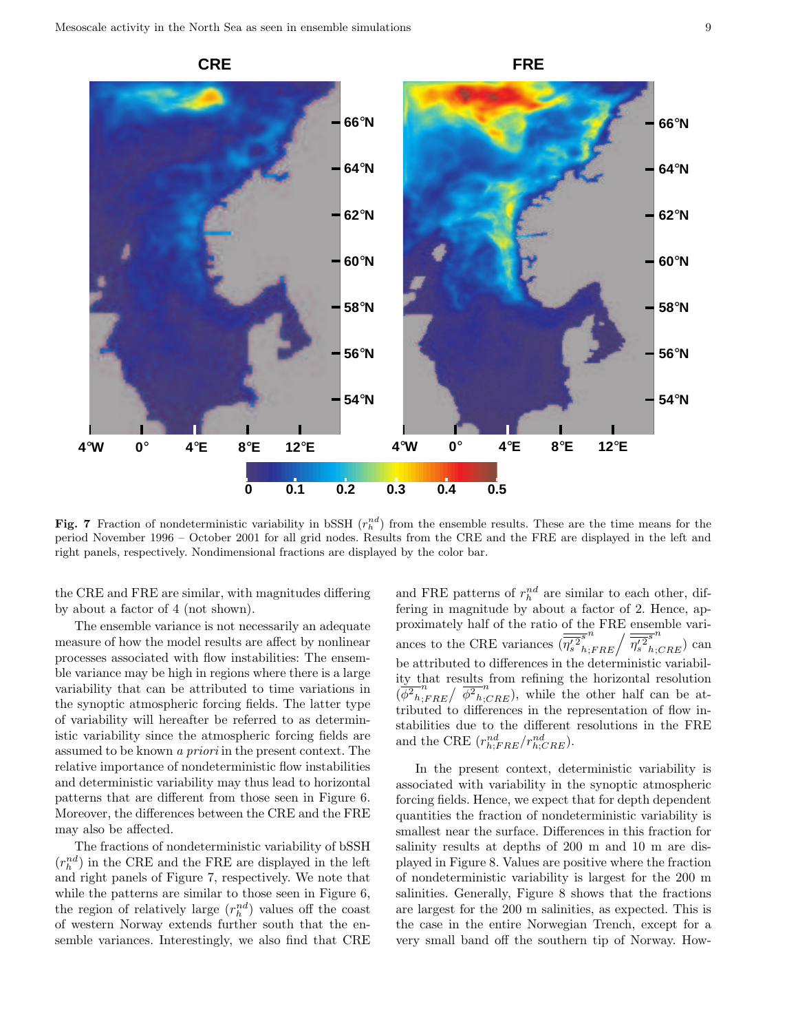**Fig. 7** Fraction of nondeterministic variability in bSSH ($r_h^{nd}$) from the ensemble results. These are the time means for the period November 1996 – October 2001 for all grid nodes. Results from the CRE and the FRE are displayed in the left and right panels, respectively. Nondimensional fractions are displayed by the color bar.

the CRE and FRE are similar, with magnitudes differing by about a factor of 4 (not shown).

The ensemble variance is not necessarily an adequate measure of how the model results are affect by nonlinear processes associated with flow instabilities: The ensemble variance may be high in regions where there is a large variability that can be attributed to time variations in the synoptic atmospheric forcing fields. The latter type of variability will hereafter be referred to as deterministic variability since the atmospheric forcing fields are assumed to be known *a priori* in the present context. The relative importance of nondeterministic flow instabilities and deterministic variability may thus lead to horizontal patterns that are different from those seen in Figure 6. Moreover, the differences between the CRE and the FRE may also be affected.

The fractions of nondeterministic variability of bSSH ($r_h^{nd}$) in the CRE and the FRE are displayed in the left and right panels of Figure 7, respectively. We note that while the patterns are similar to those seen in Figure 6, the region of relatively large ($r_h^{nd}$) values off the coast of western Norway extends further south that the ensemble variances. Interestingly, we also find that CRE and FRE patterns of $r_h^{nd}$ are similar to each other, differing in magnitude by about a factor of 2. Hence, approximately half of the ratio of the FRE ensemble variances to the CRE variances ($\overline{\overline{\eta_s'^2}}^{s\,n}_{h;FRE} / \overline{\overline{\eta_s'^2}}^{s\,n}_{h;CRE}$) can be attributed to differences in the deterministic variability that results from refining the horizontal resolution ($\overline{\phi^2}^{n}_{h;FRE} / \overline{\phi^2}^{n}_{h;CRE}$), while the other half can be attributed to differences in the representation of flow instabilities due to the different resolutions in the FRE and the CRE ($r_{h;FRE}^{nd}/r_{h;CRE}^{nd}$).

In the present context, deterministic variability is associated with variability in the synoptic atmospheric forcing fields. Hence, we expect that for depth dependent quantities the fraction of nondeterministic variability is smallest near the surface. Differences in this fraction for salinity results at depths of 200 m and 10 m are displayed in Figure 8. Values are positive where the fraction of nondeterministic variability is largest for the 200 m salinities. Generally, Figure 8 shows that the fractions are largest for the 200 m salinities, as expected. This is the case in the entire Norwegian Trench, except for a very small band off the southern tip of Norway. How-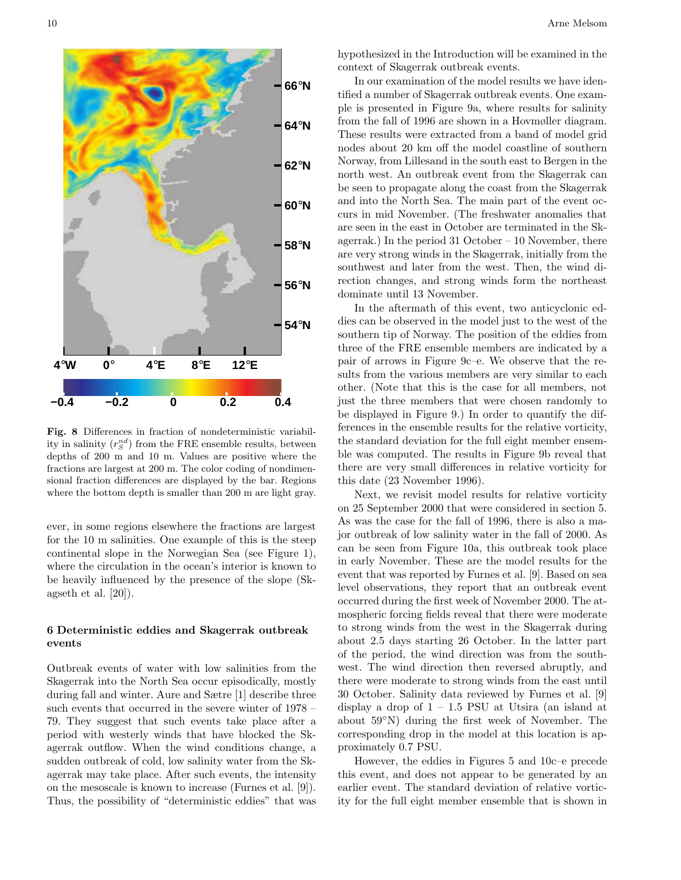**Fig. 8** Differences in fraction of nondeterministic variability in salinity ($r_S^{nd}$) from the FRE ensemble results, between depths of 200 m and 10 m. Values are positive where the fractions are largest at 200 m. The color coding of nondimensional fraction differences are displayed by the bar. Regions where the bottom depth is smaller than 200 m are light gray.

ever, in some regions elsewhere the fractions are largest for the 10 m salinities. One example of this is the steep continental slope in the Norwegian Sea (see Figure 1), where the circulation in the ocean's interior is known to be heavily influenced by the presence of the slope (Skagseth et al. [20]).

## 6 Deterministic eddies and Skagerrak outbreak events

Outbreak events of water with low salinities from the Skagerrak into the North Sea occur episodically, mostly during fall and winter. Aure and Sætre [1] describe three such events that occurred in the severe winter of 1978 – 79. They suggest that such events take place after a period with westerly winds that have blocked the Skagerrak outflow. When the wind conditions change, a sudden outbreak of cold, low salinity water from the Skagerrak may take place. After such events, the intensity on the mesoscale is known to increase (Furnes et al. [9]). Thus, the possibility of "deterministic eddies" that was hypothesized in the Introduction will be examined in the context of Skagerrak outbreak events.

In our examination of the model results we have identified a number of Skagerrak outbreak events. One example is presented in Figure 9a, where results for salinity from the fall of 1996 are shown in a Hovmøller diagram. These results were extracted from a band of model grid nodes about 20 km off the model coastline of southern Norway, from Lillesand in the south east to Bergen in the north west. An outbreak event from the Skagerrak can be seen to propagate along the coast from the Skagerrak and into the North Sea. The main part of the event occurs in mid November. (The freshwater anomalies that are seen in the east in October are terminated in the Skagerrak.) In the period 31 October – 10 November, there are very strong winds in the Skagerrak, initially from the southwest and later from the west. Then, the wind direction changes, and strong winds form the northeast dominate until 13 November.

In the aftermath of this event, two anticyclonic eddies can be observed in the model just to the west of the southern tip of Norway. The position of the eddies from three of the FRE ensemble members are indicated by a pair of arrows in Figure 9c–e. We observe that the results from the various members are very similar to each other. (Note that this is the case for all members, not just the three members that were chosen randomly to be displayed in Figure 9.) In order to quantify the differences in the ensemble results for the relative vorticity, the standard deviation for the full eight member ensemble was computed. The results in Figure 9b reveal that there are very small differences in relative vorticity for this date (23 November 1996).

Next, we revisit model results for relative vorticity on 25 September 2000 that were considered in section 5. As was the case for the fall of 1996, there is also a major outbreak of low salinity water in the fall of 2000. As can be seen from Figure 10a, this outbreak took place in early November. These are the model results for the event that was reported by Furnes et al. [9]. Based on sea level observations, they report that an outbreak event occurred during the first week of November 2000. The atmospheric forcing fields reveal that there were moderate to strong winds from the west in the Skagerrak during about 2.5 days starting 26 October. In the latter part of the period, the wind direction was from the southwest. The wind direction then reversed abruptly, and there were moderate to strong winds from the east until 30 October. Salinity data reviewed by Furnes et al. [9] display a drop of 1 – 1.5 PSU at Utsira (an island at about 59°N) during the first week of November. The corresponding drop in the model at this location is approximately 0.7 PSU.

However, the eddies in Figures 5 and 10c–e precede this event, and does not appear to be generated by an earlier event. The standard deviation of relative vorticity for the full eight member ensemble that is shown in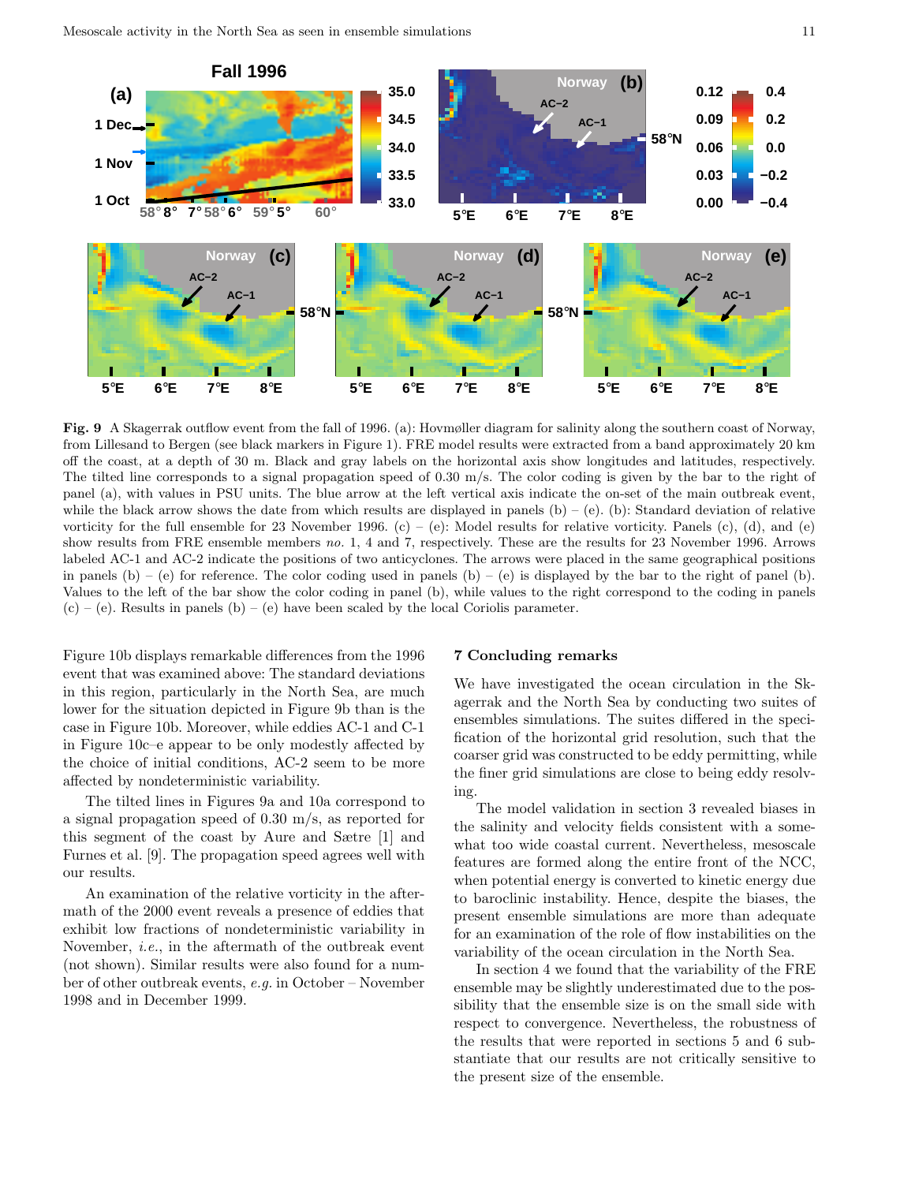**Fig. 9** A Skagerrak outflow event from the fall of 1996. (a): Hovmøller diagram for salinity along the southern coast of Norway, from Lillesand to Bergen (see black markers in Figure 1). FRE model results were extracted from a band approximately 20 km off the coast, at a depth of 30 m. Black and gray labels on the horizontal axis show longitudes and latitudes, respectively. The tilted line corresponds to a signal propagation speed of 0.30 m/s. The color coding is given by the bar to the right of panel (a), with values in PSU units. The blue arrow at the left vertical axis indicate the on-set of the main outbreak event, while the black arrow shows the date from which results are displayed in panels (b) – (e). (b): Standard deviation of relative vorticity for the full ensemble for 23 November 1996. (c) – (e): Model results for relative vorticity. Panels (c), (d), and (e) show results from FRE ensemble members *no.* 1, 4 and 7, respectively. These are the results for 23 November 1996. Arrows labeled AC-1 and AC-2 indicate the positions of two anticyclones. The arrows were placed in the same geographical positions in panels (b) – (e) for reference. The color coding used in panels (b) – (e) is displayed by the bar to the right of panel (b). Values to the left of the bar show the color coding in panel (b), while values to the right correspond to the coding in panels (c) – (e). Results in panels (b) – (e) have been scaled by the local Coriolis parameter.

Figure 10b displays remarkable differences from the 1996 event that was examined above: The standard deviations in this region, particularly in the North Sea, are much lower for the situation depicted in Figure 9b than is the case in Figure 10b. Moreover, while eddies AC-1 and C-1 in Figure 10c–e appear to be only modestly affected by the choice of initial conditions, AC-2 seem to be more affected by nondeterministic variability.

The tilted lines in Figures 9a and 10a correspond to a signal propagation speed of 0.30 m/s, as reported for this segment of the coast by Aure and Sætre [1] and Furnes et al. [9]. The propagation speed agrees well with our results.

An examination of the relative vorticity in the aftermath of the 2000 event reveals a presence of eddies that exhibit low fractions of nondeterministic variability in November, *i.e.*, in the aftermath of the outbreak event (not shown). Similar results were also found for a number of other outbreak events, *e.g.* in October – November 1998 and in December 1999.

## 7 Concluding remarks

We have investigated the ocean circulation in the Skagerrak and the North Sea by conducting two suites of ensembles simulations. The suites differed in the specification of the horizontal grid resolution, such that the coarser grid was constructed to be eddy permitting, while the finer grid simulations are close to being eddy resolving.

The model validation in section 3 revealed biases in the salinity and velocity fields consistent with a somewhat too wide coastal current. Nevertheless, mesoscale features are formed along the entire front of the NCC, when potential energy is converted to kinetic energy due to baroclinic instability. Hence, despite the biases, the present ensemble simulations are more than adequate for an examination of the role of flow instabilities on the variability of the ocean circulation in the North Sea.

In section 4 we found that the variability of the FRE ensemble may be slightly underestimated due to the possibility that the ensemble size is on the small side with respect to convergence. Nevertheless, the robustness of the results that were reported in sections 5 and 6 substantiate that our results are not critically sensitive to the present size of the ensemble.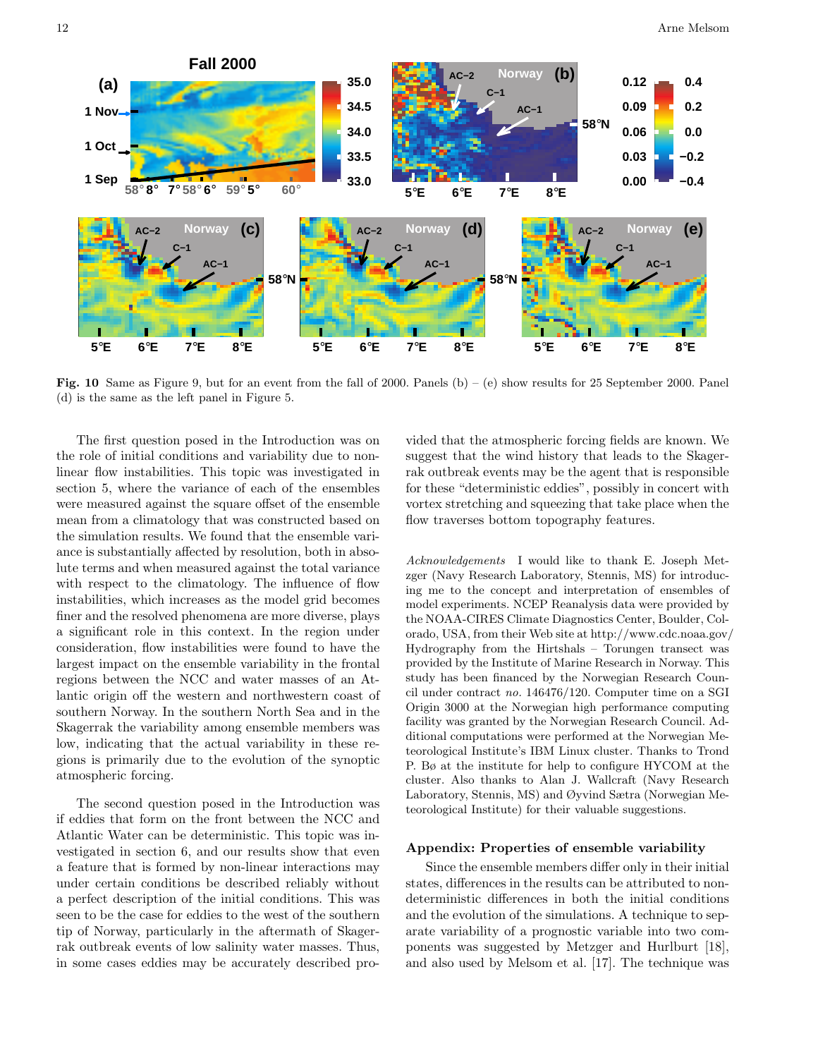**Fig. 10** Same as Figure 9, but for an event from the fall of 2000. Panels (b) – (e) show results for 25 September 2000. Panel (d) is the same as the left panel in Figure 5.

The first question posed in the Introduction was on the role of initial conditions and variability due to nonlinear flow instabilities. This topic was investigated in section 5, where the variance of each of the ensembles were measured against the square offset of the ensemble mean from a climatology that was constructed based on the simulation results. We found that the ensemble variance is substantially affected by resolution, both in absolute terms and when measured against the total variance with respect to the climatology. The influence of flow instabilities, which increases as the model grid becomes finer and the resolved phenomena are more diverse, plays a significant role in this context. In the region under consideration, flow instabilities were found to have the largest impact on the ensemble variability in the frontal regions between the NCC and water masses of an Atlantic origin off the western and northwestern coast of southern Norway. In the southern North Sea and in the Skagerrak the variability among ensemble members was low, indicating that the actual variability in these regions is primarily due to the evolution of the synoptic atmospheric forcing.

The second question posed in the Introduction was if eddies that form on the front between the NCC and Atlantic Water can be deterministic. This topic was investigated in section 6, and our results show that even a feature that is formed by non-linear interactions may under certain conditions be described reliably without a perfect description of the initial conditions. This was seen to be the case for eddies to the west of the southern tip of Norway, particularly in the aftermath of Skagerrak outbreak events of low salinity water masses. Thus, in some cases eddies may be accurately described provided that the atmospheric forcing fields are known. We suggest that the wind history that leads to the Skagerrak outbreak events may be the agent that is responsible for these "deterministic eddies", possibly in concert with vortex stretching and squeezing that take place when the flow traverses bottom topography features.

*Acknowledgements* I would like to thank E. Joseph Metzger (Navy Research Laboratory, Stennis, MS) for introducing me to the concept and interpretation of ensembles of model experiments. NCEP Reanalysis data were provided by the NOAA-CIRES Climate Diagnostics Center, Boulder, Colorado, USA, from their Web site at http://www.cdc.noaa.gov/ Hydrography from the Hirtshals – Torungen transect was provided by the Institute of Marine Research in Norway. This study has been financed by the Norwegian Research Council under contract *no.* 146476/120. Computer time on a SGI Origin 3000 at the Norwegian high performance computing facility was granted by the Norwegian Research Council. Additional computations were performed at the Norwegian Meteorological Institute's IBM Linux cluster. Thanks to Trond P. Bø at the institute for help to configure HYCOM at the cluster. Also thanks to Alan J. Wallcraft (Navy Research Laboratory, Stennis, MS) and Øyvind Sætra (Norwegian Meteorological Institute) for their valuable suggestions.

## Appendix: Properties of ensemble variability

Since the ensemble members differ only in their initial states, differences in the results can be attributed to nondeterministic differences in both the initial conditions and the evolution of the simulations. A technique to separate variability of a prognostic variable into two components was suggested by Metzger and Hurlburt [18], and also used by Melsom et al. [17]. The technique was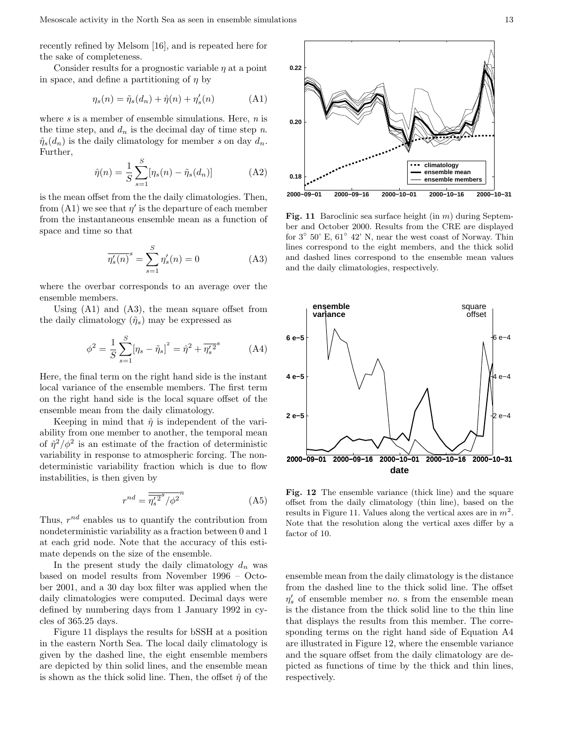recently refined by Melsom [16], and is repeated here for the sake of completeness.

Consider results for a prognostic variable $\eta$ at a point in space, and define a partitioning of $\eta$ by

$$\eta_s(n) = \tilde{\eta}_s(d_n) + \hat{\eta}(n) + \eta'_s(n) \tag{A1}$$

where $s$ is a member of ensemble simulations. Here, $n$ is the time step, and $d_n$ is the decimal day of time step $n$. $\tilde{\eta}_s(d_n)$ is the daily climatology for member $s$ on day $d_n$. Further,

$$\hat{\eta}(n) = \frac{1}{S}\sum_{s=1}^{S}[\eta_s(n) - \tilde{\eta}_s(d_n)] \tag{A2}$$

is the mean offset from the the daily climatologies. Then, from (A1) we see that $\eta'$ is the departure of each member from the instantaneous ensemble mean as a function of space and time so that

$$\overline{\eta'_s(n)}^s = \sum_{s=1}^{S}\eta'_s(n) = 0 \tag{A3}$$

where the overbar corresponds to an average over the ensemble members.

Using (A1) and (A3), the mean square offset from the daily climatology ($\tilde{\eta}_s$) may be expressed as

$$\phi^2 = \frac{1}{S}\sum_{s=1}^{S}[\eta_s - \tilde{\eta}_s]^2 = \hat{\eta}^2 + \overline{\eta_s'^2}^s \tag{A4}$$

Here, the final term on the right hand side is the instant local variance of the ensemble members. The first term on the right hand side is the local square offset of the ensemble mean from the daily climatology.

Keeping in mind that $\hat{\eta}$ is independent of the variability from one member to another, the temporal mean of $\hat{\eta}^2/\phi^2$ is an estimate of the fraction of deterministic variability in response to atmospheric forcing. The nondeterministic variability fraction which is due to flow instabilities, is then given by

$$r^{nd} = \overline{\overline{\eta_s'^2}^s/\phi^2}^n \tag{A5}$$

Thus, $r^{nd}$ enables us to quantify the contribution from nondeterministic variability as a fraction between 0 and 1 at each grid node. Note that the accuracy of this estimate depends on the size of the ensemble.

In the present study the daily climatology $d_n$ was based on model results from November 1996 – October 2001, and a 30 day box filter was applied when the daily climatologies were computed. Decimal days were defined by numbering days from 1 January 1992 in cycles of 365.25 days.

Figure 11 displays the results for bSSH at a position in the eastern North Sea. The local daily climatology is given by the dashed line, the eight ensemble members are depicted by thin solid lines, and the ensemble mean is shown as the thick solid line. Then, the offset $\hat{\eta}$ of the ensemble mean from the daily climatology is the distance from the dashed line to the thick solid line. The offset $\eta'_s$ of ensemble member *no.* s from the ensemble mean is the distance from the thick solid line to the thin line that displays the results from this member. The corresponding terms on the right hand side of Equation A4 are illustrated in Figure 12, where the ensemble variance and the square offset from the daily climatology are depicted as functions of time by the thick and thin lines, respectively.

**Fig. 11** Baroclinic sea surface height (in $m$) during September and October 2000. Results from the CRE are displayed for 3° 50' E, 61° 42' N, near the west coast of Norway. Thin lines correspond to the eight members, and the thick solid and dashed lines correspond to the ensemble mean values and the daily climatologies, respectively.

**Fig. 12** The ensemble variance (thick line) and the square offset from the daily climatology (thin line), based on the results in Figure 11. Values along the vertical axes are in $m^2$. Note that the resolution along the vertical axes differ by a factor of 10.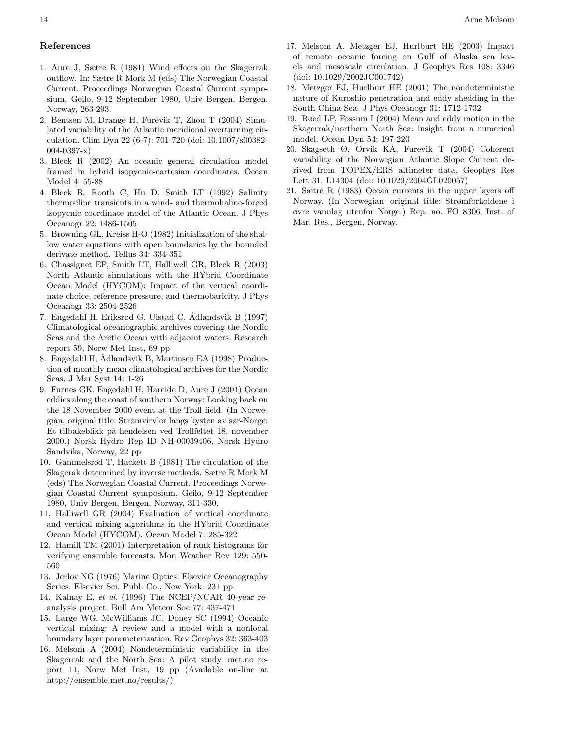## References

1. Aure J, Sætre R (1981) Wind effects on the Skagerrak outflow. In: Sætre R Mork M (eds) The Norwegian Coastal Current. Proceedings Norwegian Coastal Current symposium, Geilo, 9-12 September 1980, Univ Bergen, Bergen, Norway, 263-293.
2. Bentsen M, Drange H, Furevik T, Zhou T (2004) Simulated variability of the Atlantic meridional overturning circulation. Clim Dyn 22 (6-7): 701-720 (doi: 10.1007/s00382-004-0397-x)
3. Bleck R (2002) An oceanic general circulation model framed in hybrid isopycnic-cartesian coordinates. Ocean Model 4: 55-88
4. Bleck R, Rooth C, Hu D, Smith LT (1992) Salinity thermocline transients in a wind- and thermohaline-forced isopycnic coordinate model of the Atlantic Ocean. J Phys Oceanogr 22: 1486-1505
5. Browning GL, Kreiss H-O (1982) Initialization of the shallow water equations with open boundaries by the bounded derivate method. Tellus 34: 334-351
6. Chassignet EP, Smith LT, Halliwell GR, Bleck R (2003) North Atlantic simulations with the HYbrid Coordinate Ocean Model (HYCOM): Impact of the vertical coordinate choice, reference pressure, and thermobaricity. J Phys Oceanogr 33: 2504-2526
7. Engedahl H, Eriksrød G, Ulstad C, Ådlandsvik B (1997) Climatological oceanographic archives covering the Nordic Seas and the Arctic Ocean with adjacent waters. Research report 59, Norw Met Inst, 69 pp
8. Engedahl H, Ådlandsvik B, Martinsen EA (1998) Production of monthly mean climatological archives for the Nordic Seas. J Mar Syst 14: 1-26
9. Furnes GK, Engedahl H, Hareide D, Aure J (2001) Ocean eddies along the coast of southern Norway: Looking back on the 18 November 2000 event at the Troll field. (In Norwegian, original title: Strømvirvler langs kysten av sør-Norge: Et tilbakeblikk på hendelsen ved Trollfeltet 18. november 2000.) Norsk Hydro Rep ID NH-00039406, Norsk Hydro Sandvika, Norway, 22 pp
10. Gammelsrød T, Hackett B (1981) The circulation of the Skagerak determined by inverse methods. Sætre R Mork M (eds) The Norwegian Coastal Current. Proceedings Norwegian Coastal Current symposium, Geilo, 9-12 September 1980, Univ Bergen, Bergen, Norway, 311-330.
11. Halliwell GR (2004) Evaluation of vertical coordinate and vertical mixing algorithms in the HYbrid Coordinate Ocean Model (HYCOM). Ocean Model 7: 285-322
12. Hamill TM (2001) Interpretation of rank histograms for verifying ensemble forecasts. Mon Weather Rev 129: 550-560
13. Jerlov NG (1976) Marine Optics. Elsevier Oceanography Series. Elsevier Sci. Publ. Co., New York. 231 pp
14. Kalnay E, *et al.* (1996) The NCEP/NCAR 40-year reanalysis project. Bull Am Meteor Soc 77: 437-471
15. Large WG, McWilliams JC, Doney SC (1994) Oceanic vertical mixing: A review and a model with a nonlocal boundary layer parameterization. Rev Geophys 32: 363-403
16. Melsom A (2004) Nondeterministic variability in the Skagerrak and the North Sea: A pilot study. met.no report 11, Norw Met Inst, 19 pp (Available on-line at http://ensemble.met.no/results/)
17. Melsom A, Metzger EJ, Hurlburt HE (2003) Impact of remote oceanic forcing on Gulf of Alaska sea levels and mesoscale circulation. J Geophys Res 108: 3346 (doi: 10.1029/2002JC001742)
18. Metzger EJ, Hurlburt HE (2001) The nondeterministic nature of Kuroshio penetration and eddy shedding in the South China Sea. J Phys Oceanogr 31: 1712-1732
19. Røed LP, Fossum I (2004) Mean and eddy motion in the Skagerrak/northern North Sea: insight from a numerical model. Ocean Dyn 54: 197-220
20. Skagseth Ø, Orvik KA, Furevik T (2004) Coherent variability of the Norwegian Atlantic Slope Current derived from TOPEX/ERS altimeter data. Geophys Res Lett 31: L14304 (doi: 10.1029/2004GL020057)
21. Sætre R (1983) Ocean currents in the upper layers off Norway. (In Norwegian, original title: Strømforholdene i øvre vannlag utenfor Norge.) Rep. no. FO 8306, Inst. of Mar. Res., Bergen, Norway.